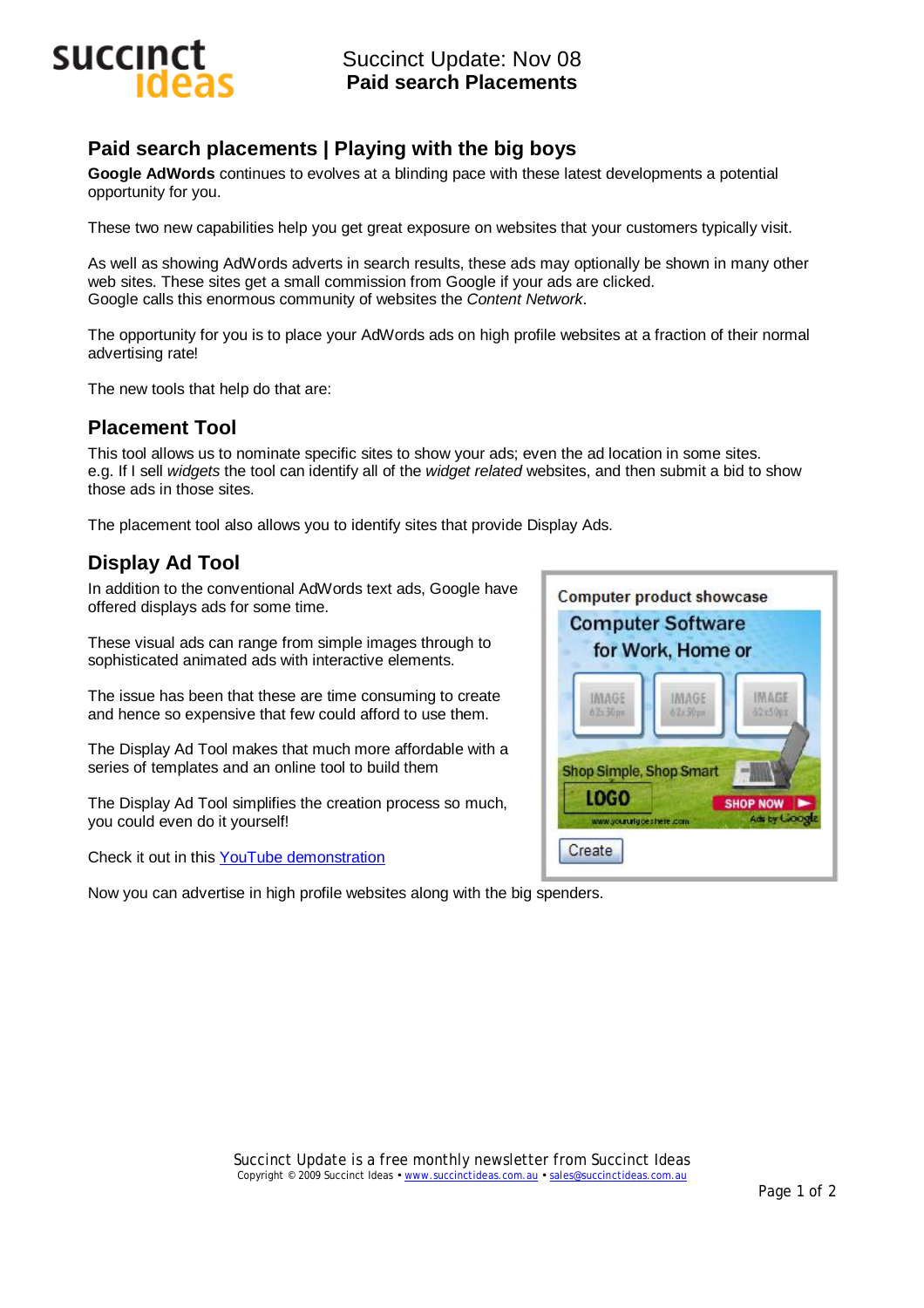# Succinct Update: Nov 08
**Paid search Placements**

## Paid search placements | Playing with the big boys

**Google AdWords** continues to evolves at a blinding pace with these latest developments a potential opportunity for you.

These two new capabilities help you get great exposure on websites that your customers typically visit.

As well as showing AdWords adverts in search results, these ads may optionally be shown in many other web sites. These sites get a small commission from Google if your ads are clicked.
Google calls this enormous community of websites the *Content Network*.

The opportunity for you is to place your AdWords ads on high profile websites at a fraction of their normal advertising rate!

The new tools that help do that are:

## Placement Tool

This tool allows us to nominate specific sites to show your ads; even the ad location in some sites.
e.g. If I sell *widgets* the tool can identify all of the *widget related* websites, and then submit a bid to show those ads in those sites.

The placement tool also allows you to identify sites that provide Display Ads.

## Display Ad Tool

In addition to the conventional AdWords text ads, Google have offered displays ads for some time.

These visual ads can range from simple images through to sophisticated animated ads with interactive elements.

The issue has been that these are time consuming to create and hence so expensive that few could afford to use them.

The Display Ad Tool makes that much more affordable with a series of templates and an online tool to build them

The Display Ad Tool simplifies the creation process so much, you could even do it yourself!

Check it out in this [YouTube demonstration]

Now you can advertise in high profile websites along with the big spenders.

Succinct Update is a free monthly newsletter from Succinct Ideas
Copyright © 2009 Succinct Ideas • www.succinctideas.com.au • sales@succinctideas.com.au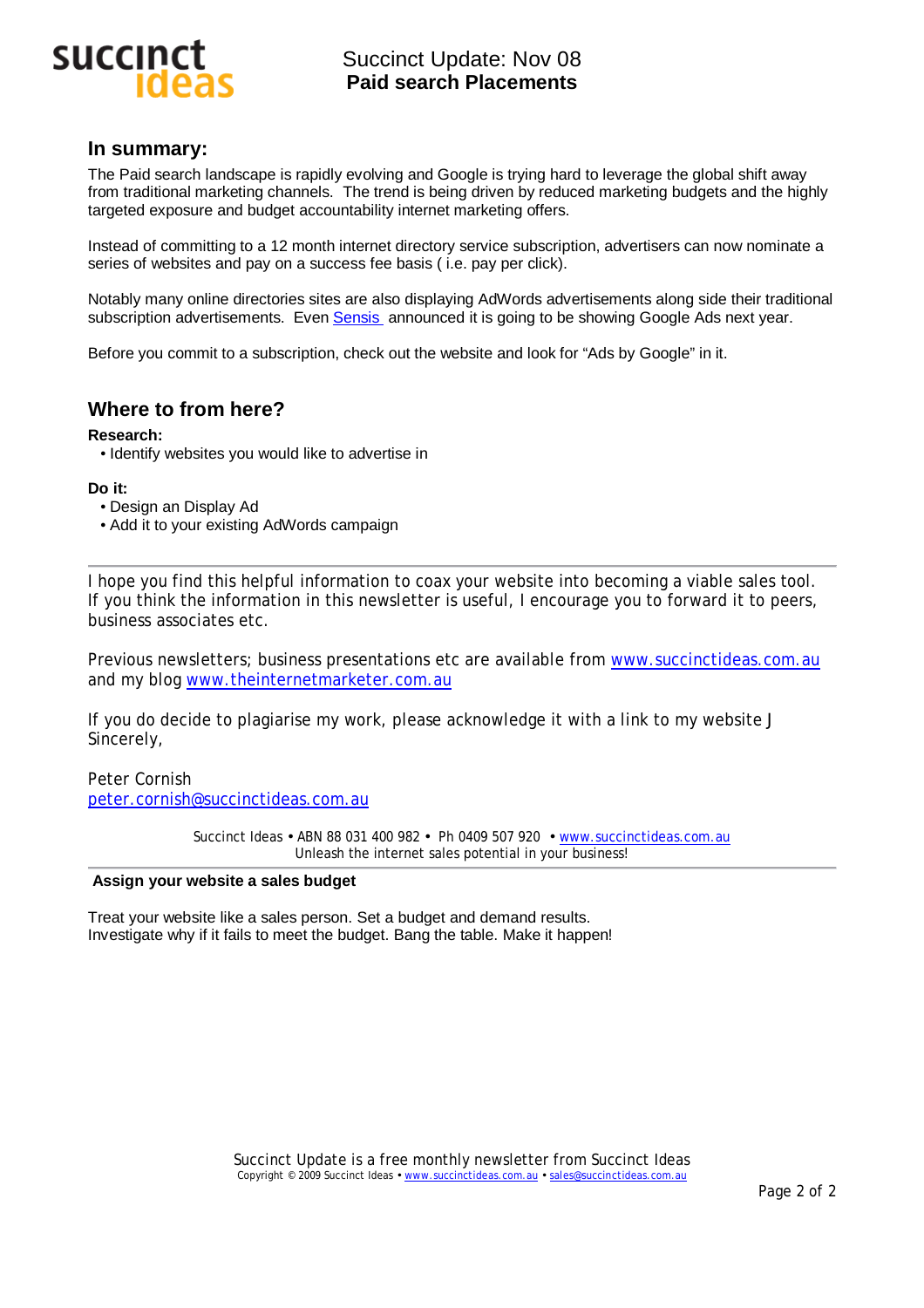# Succinct Update: Nov 08
**Paid search Placements**

## In summary:

The Paid search landscape is rapidly evolving and Google is trying hard to leverage the global shift away from traditional marketing channels. The trend is being driven by reduced marketing budgets and the highly targeted exposure and budget accountability internet marketing offers.

Instead of committing to a 12 month internet directory service subscription, advertisers can now nominate a series of websites and pay on a success fee basis ( i.e. pay per click).

Notably many online directories sites are also displaying AdWords advertisements along side their traditional subscription advertisements. Even Sensis announced it is going to be showing Google Ads next year.

Before you commit to a subscription, check out the website and look for "Ads by Google" in it.

## Where to from here?

**Research:**

- Identify websites you would like to advertise in

**Do it:**

- Design an Display Ad
- Add it to your existing AdWords campaign

---

I hope you find this helpful information to coax your website into becoming a viable sales tool. If you think the information in this newsletter is useful, I encourage you to forward it to peers, business associates etc.

Previous newsletters; business presentations etc are available from www.succinctideas.com.au and my blog www.theinternetmarketer.com.au

If you do decide to plagiarise my work, please acknowledge it with a link to my website J
Sincerely,

Peter Cornish
peter.cornish@succinctideas.com.au

Succinct Ideas • ABN 88 031 400 982 • Ph 0409 507 920 • www.succinctideas.com.au
Unleash the internet sales potential in your business!

---

**Assign your website a sales budget**

Treat your website like a sales person. Set a budget and demand results.
Investigate why if it fails to meet the budget. Bang the table. Make it happen!

Succinct Update is a free monthly newsletter from Succinct Ideas
Copyright © 2009 Succinct Ideas • www.succinctideas.com.au • sales@succinctideas.com.au